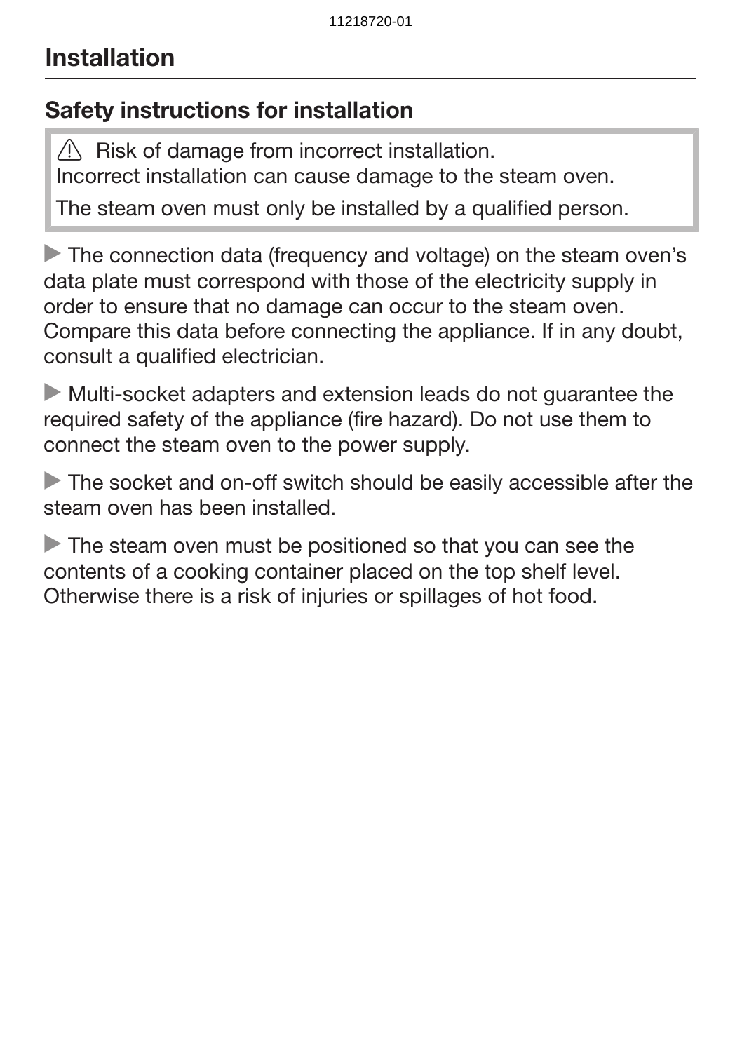# Installation

## Safety instructions for installation

> ⚠ Risk of damage from incorrect installation.
> Incorrect installation can cause damage to the steam oven.
>
> The steam oven must only be installed by a qualified person.

▶ The connection data (frequency and voltage) on the steam oven's data plate must correspond with those of the electricity supply in order to ensure that no damage can occur to the steam oven. Compare this data before connecting the appliance. If in any doubt, consult a qualified electrician.

▶ Multi-socket adapters and extension leads do not guarantee the required safety of the appliance (fire hazard). Do not use them to connect the steam oven to the power supply.

▶ The socket and on-off switch should be easily accessible after the steam oven has been installed.

▶ The steam oven must be positioned so that you can see the contents of a cooking container placed on the top shelf level. Otherwise there is a risk of injuries or spillages of hot food.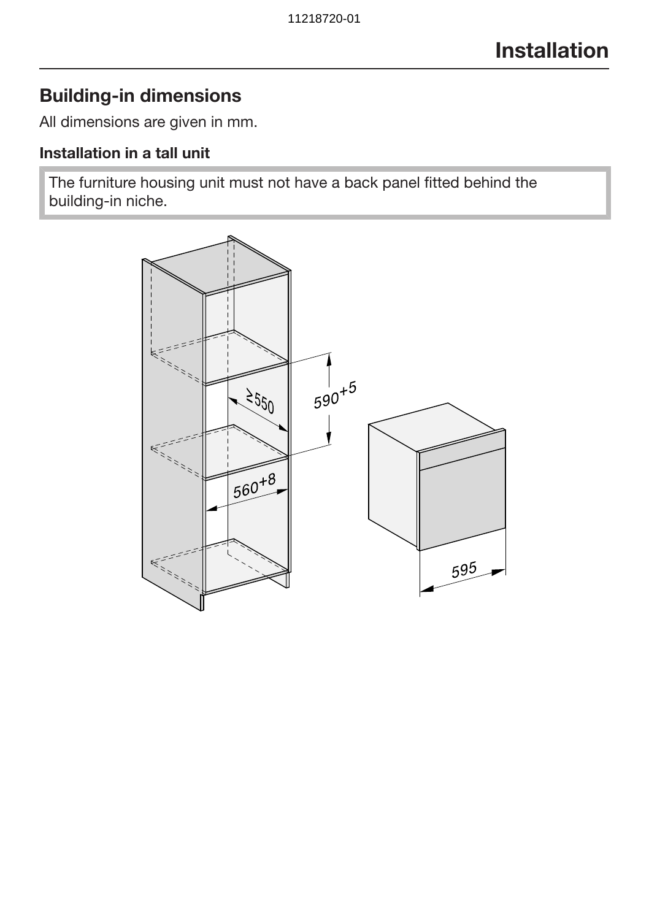# Installation

## Building-in dimensions

All dimensions are given in mm.

### Installation in a tall unit

The furniture housing unit must not have a back panel fitted behind the building-in niche.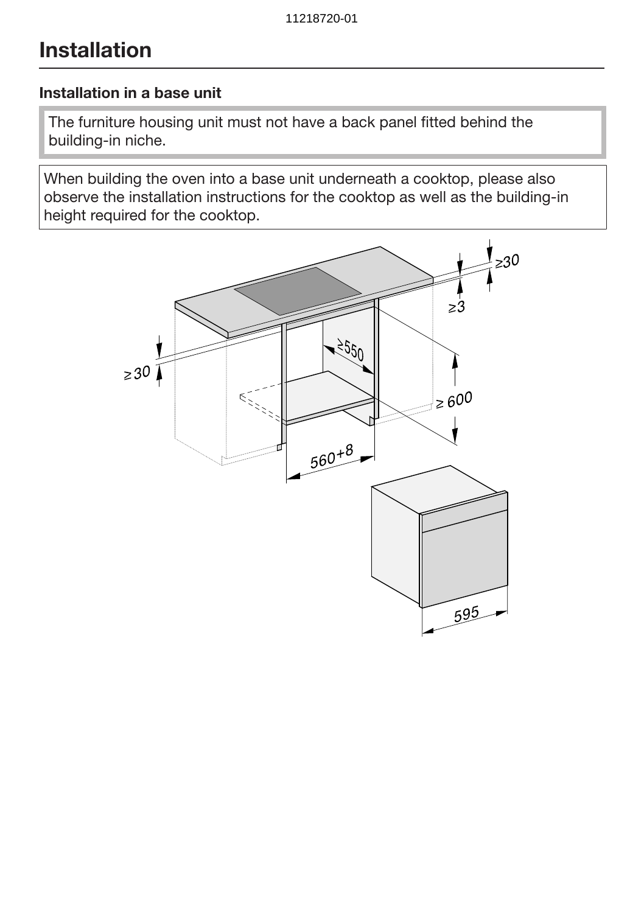# Installation

### Installation in a base unit

> The furniture housing unit must not have a back panel fitted behind the building-in niche.

> When building the oven into a base unit underneath a cooktop, please also observe the installation instructions for the cooktop as well as the building-in height required for the cooktop.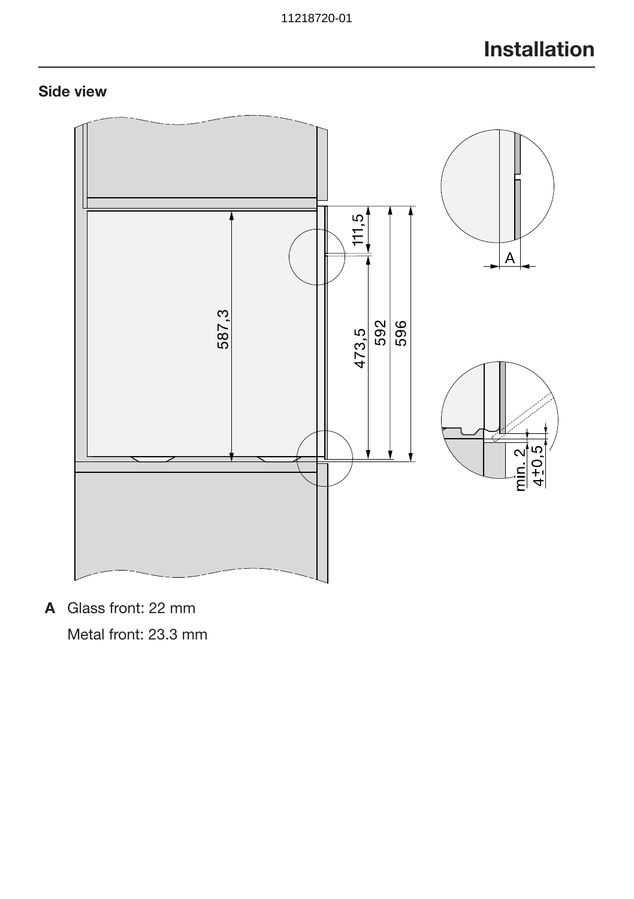## Side view

**A** Glass front: 22 mm

Metal front: 23.3 mm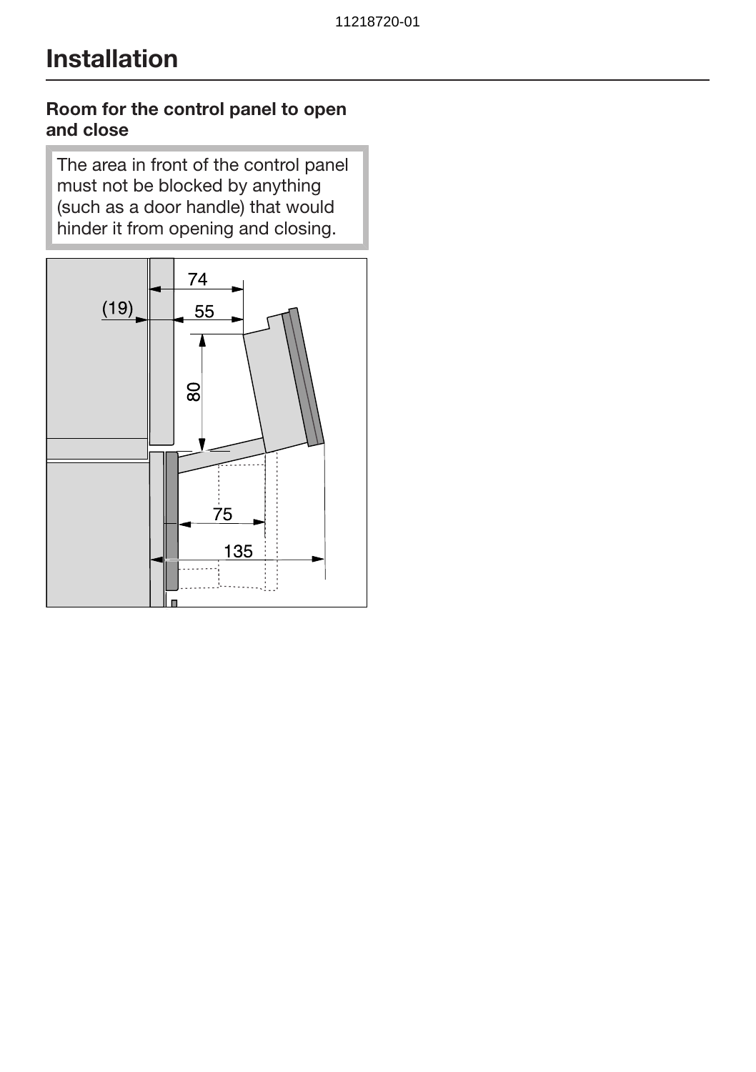# Installation

### Room for the control panel to open and close

The area in front of the control panel must not be blocked by anything (such as a door handle) that would hinder it from opening and closing.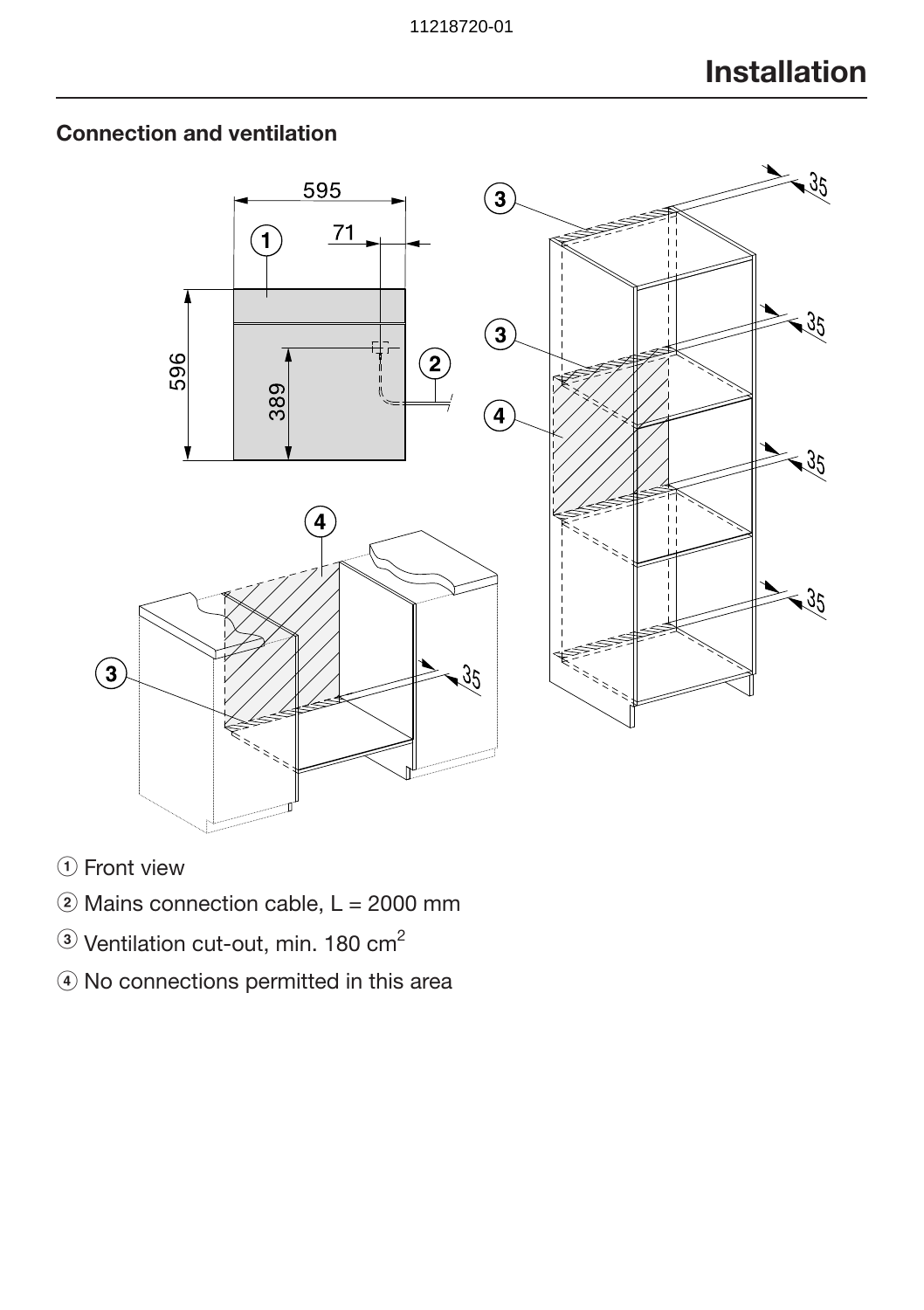# Installation

## Connection and ventilation

① Front view

② Mains connection cable, L = 2000 mm

③ Ventilation cut-out, min. 180 $cm^2$

④ No connections permitted in this area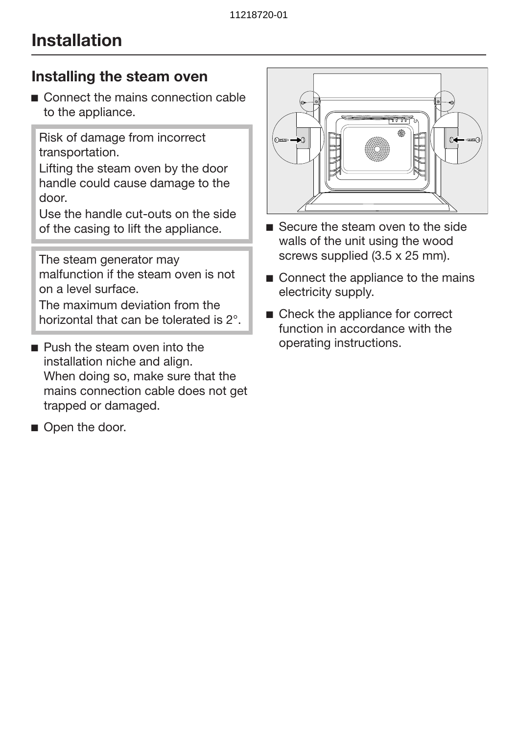# Installation

## Installing the steam oven

- Connect the mains connection cable to the appliance.

> Risk of damage from incorrect transportation.
> Lifting the steam oven by the door handle could cause damage to the door.
> Use the handle cut-outs on the side of the casing to lift the appliance.

> The steam generator may malfunction if the steam oven is not on a level surface.
> The maximum deviation from the horizontal that can be tolerated is 2°.

- Push the steam oven into the installation niche and align.
  When doing so, make sure that the mains connection cable does not get trapped or damaged.
- Open the door.
- Secure the steam oven to the side walls of the unit using the wood screws supplied (3.5 x 25 mm).
- Connect the appliance to the mains electricity supply.
- Check the appliance for correct function in accordance with the operating instructions.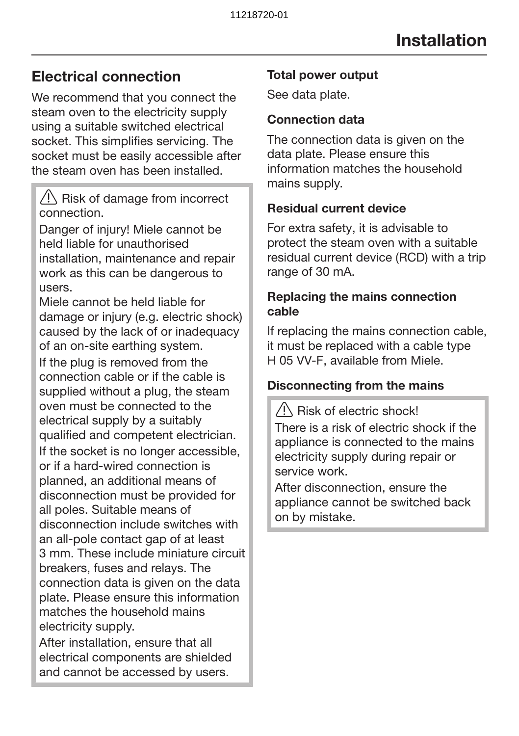# Installation

## Electrical connection

We recommend that you connect the steam oven to the electricity supply using a suitable switched electrical socket. This simplifies servicing. The socket must be easily accessible after the steam oven has been installed.

> ⚠ Risk of damage from incorrect connection.
>
> Danger of injury! Miele cannot be held liable for unauthorised installation, maintenance and repair work as this can be dangerous to users.
> Miele cannot be held liable for damage or injury (e.g. electric shock) caused by the lack of or inadequacy of an on-site earthing system.
>
> If the plug is removed from the connection cable or if the cable is supplied without a plug, the steam oven must be connected to the electrical supply by a suitably qualified and competent electrician.
>
> If the socket is no longer accessible, or if a hard-wired connection is planned, an additional means of disconnection must be provided for all poles. Suitable means of disconnection include switches with an all-pole contact gap of at least 3 mm. These include miniature circuit breakers, fuses and relays. The connection data is given on the data plate. Please ensure this information matches the household mains electricity supply.
>
> After installation, ensure that all electrical components are shielded and cannot be accessed by users.

**Total power output**

See data plate.

**Connection data**

The connection data is given on the data plate. Please ensure this information matches the household mains supply.

**Residual current device**

For extra safety, it is advisable to protect the steam oven with a suitable residual current device (RCD) with a trip range of 30 mA.

**Replacing the mains connection cable**

If replacing the mains connection cable, it must be replaced with a cable type H 05 VV-F, available from Miele.

**Disconnecting from the mains**

> ⚠ Risk of electric shock!
>
> There is a risk of electric shock if the appliance is connected to the mains electricity supply during repair or service work.
>
> After disconnection, ensure the appliance cannot be switched back on by mistake.